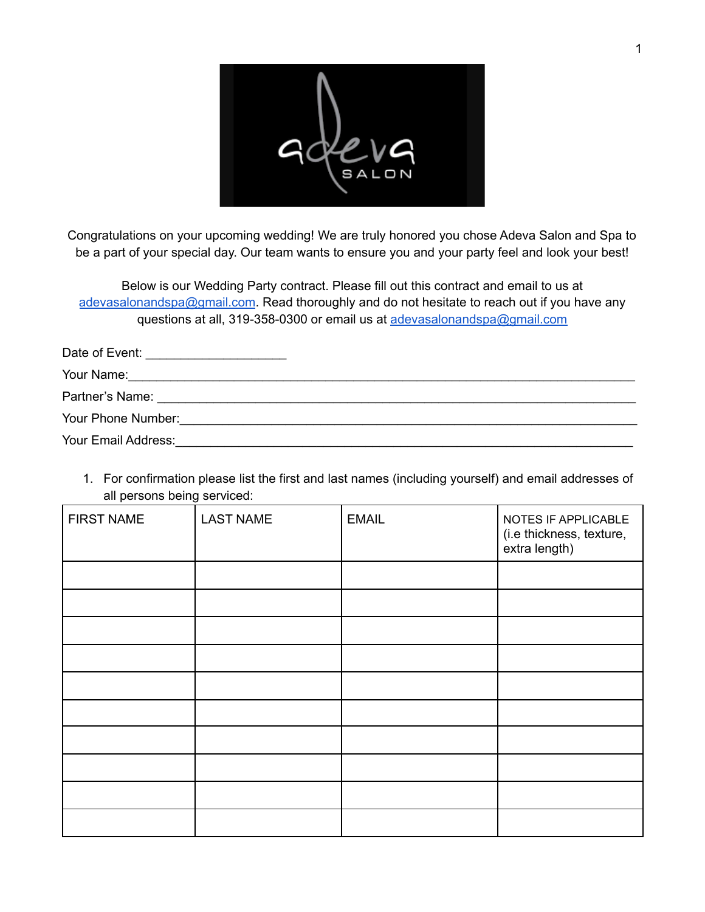Congratulations on your upcoming wedding! We are truly honored you chose Adeva Salon and Spa to be a part of your special day. Our team wants to ensure you and your party feel and look your best!

Below is our Wedding Party contract. Please fill out this contract and email to us at adevasalonandspa@gmail.com. Read thoroughly and do not hesitate to reach out if you have any questions at all, 319-358-0300 or email us at adevasalonandspa@gmail.com

Date of Event: ____________________

Your Name:____________________________________________________________________________

Partner's Name: ________________________________________________________________________

Your Phone Number:_____________________________________________________________________

Your Email Address:_____________________________________________________________________

1. For confirmation please list the first and last names (including yourself) and email addresses of all persons being serviced:

| FIRST NAME | LAST NAME | EMAIL | NOTES IF APPLICABLE (i.e thickness, texture, extra length) |
|---|---|---|---|
| | | | |
| | | | |
| | | | |
| | | | |
| | | | |
| | | | |
| | | | |
| | | | |
| | | | |
| | | | |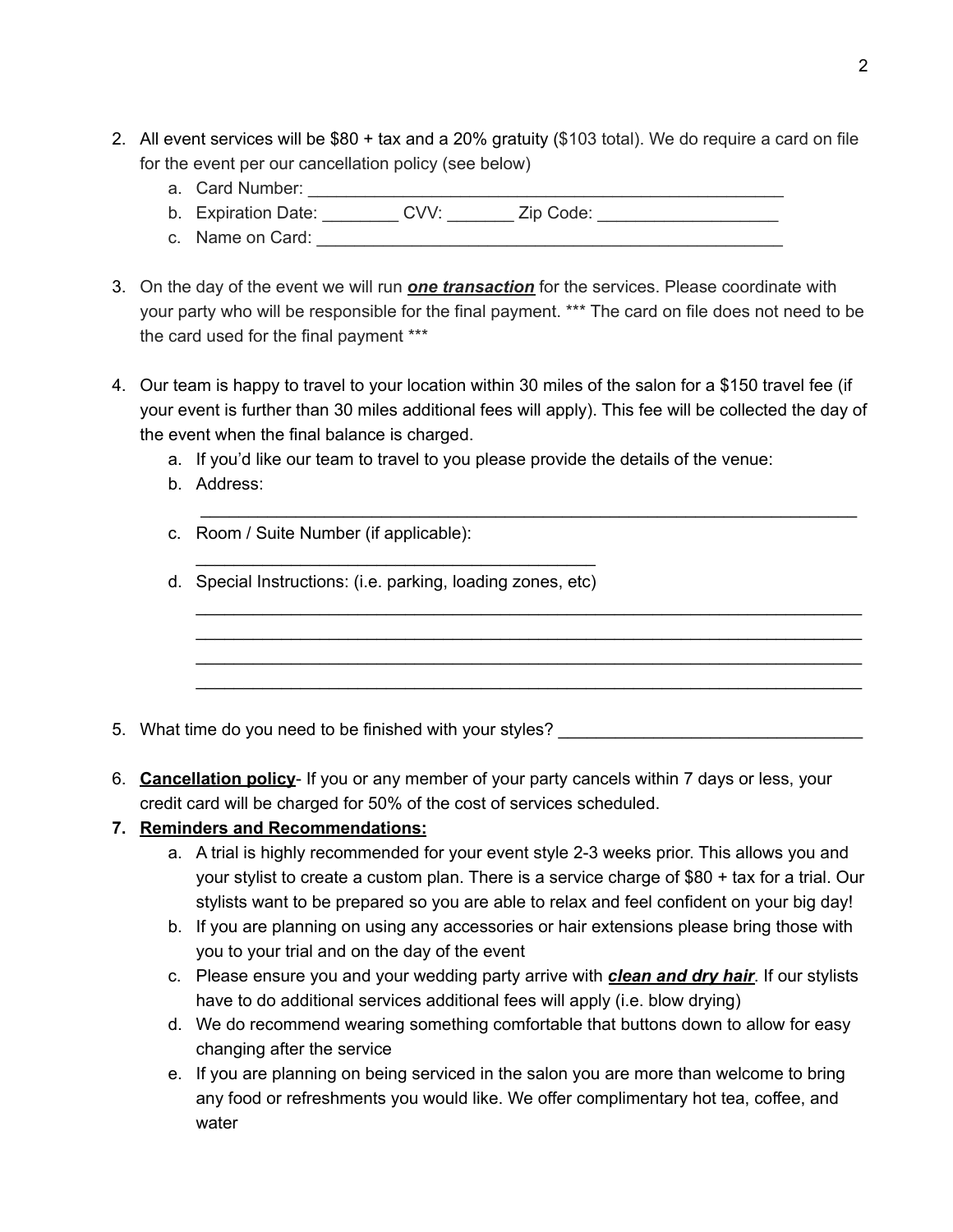2. All event services will be $80 + tax and a 20% gratuity ($103 total). We do require a card on file for the event per our cancellation policy (see below)
    a. Card Number: ___________________________________________________
    b. Expiration Date: ________ CVV: _______ Zip Code: ___________________
    c. Name on Card: ___________________________________________________

3. On the day of the event we will run ***<u>one transaction</u>*** for the services. Please coordinate with your party who will be responsible for the final payment. *** The card on file does not need to be the card used for the final payment ***

4. Our team is happy to travel to your location within 30 miles of the salon for a $150 travel fee (if your event is further than 30 miles additional fees will apply). This fee will be collected the day of the event when the final balance is charged.
    a. If you'd like our team to travel to you please provide the details of the venue:
    b. Address:
    _______________________________________________________________________
    c. Room / Suite Number (if applicable):
    ___________________________________________
    d. Special Instructions: (i.e. parking, loading zones, etc)
    _______________________________________________________________________
    _______________________________________________________________________
    _______________________________________________________________________
    _______________________________________________________________________

5. What time do you need to be finished with your styles? ________________________________

6. **<u>Cancellation policy</u>**- If you or any member of your party cancels within 7 days or less, your credit card will be charged for 50% of the cost of services scheduled.

7. **<u>Reminders and Recommendations:</u>**
    a. A trial is highly recommended for your event style 2-3 weeks prior. This allows you and your stylist to create a custom plan. There is a service charge of $80 + tax for a trial. Our stylists want to be prepared so you are able to relax and feel confident on your big day!
    b. If you are planning on using any accessories or hair extensions please bring those with you to your trial and on the day of the event
    c. Please ensure you and your wedding party arrive with ***<u>clean and dry hair</u>***. If our stylists have to do additional services additional fees will apply (i.e. blow drying)
    d. We do recommend wearing something comfortable that buttons down to allow for easy changing after the service
    e. If you are planning on being serviced in the salon you are more than welcome to bring any food or refreshments you would like. We offer complimentary hot tea, coffee, and water